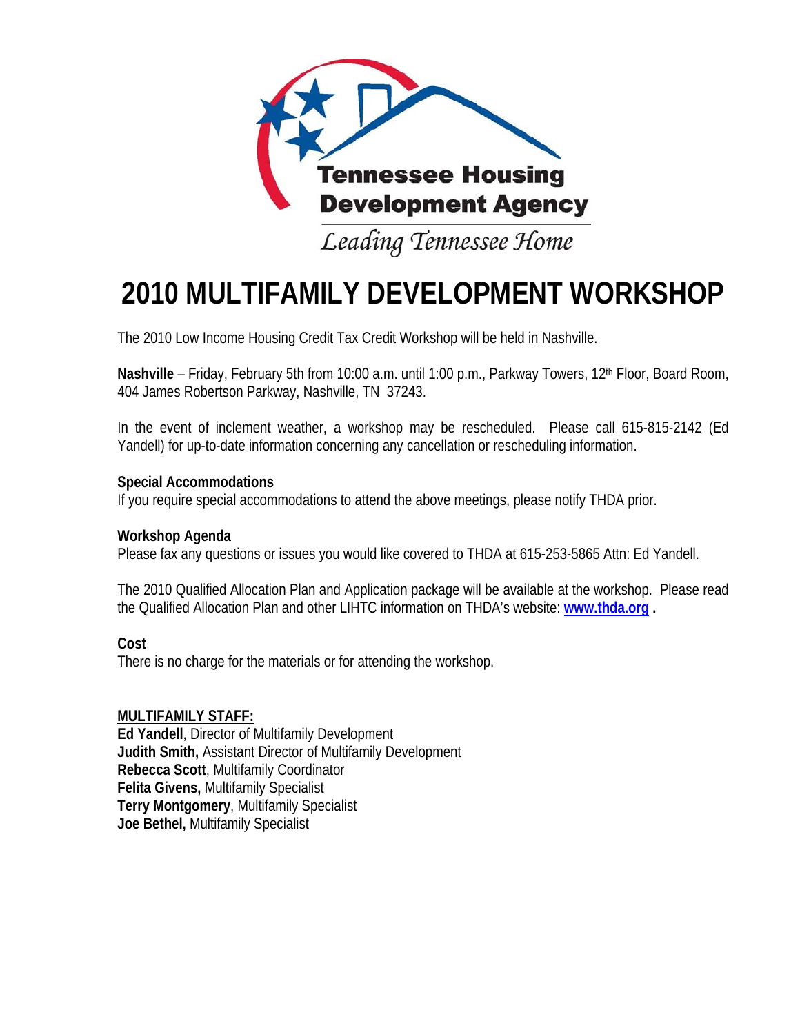Tennessee Housing Development Agency

*Leading Tennessee Home*

# 2010 MULTIFAMILY DEVELOPMENT WORKSHOP

The 2010 Low Income Housing Credit Tax Credit Workshop will be held in Nashville.

**Nashville** – Friday, February 5th from 10:00 a.m. until 1:00 p.m., Parkway Towers, 12th Floor, Board Room, 404 James Robertson Parkway, Nashville, TN 37243.

In the event of inclement weather, a workshop may be rescheduled. Please call 615-815-2142 (Ed Yandell) for up-to-date information concerning any cancellation or rescheduling information.

**Special Accommodations**
If you require special accommodations to attend the above meetings, please notify THDA prior.

**Workshop Agenda**
Please fax any questions or issues you would like covered to THDA at 615-253-5865 Attn: Ed Yandell.

The 2010 Qualified Allocation Plan and Application package will be available at the workshop. Please read the Qualified Allocation Plan and other LIHTC information on THDA's website: **www.thda.org** **.**

**Cost**
There is no charge for the materials or for attending the workshop.

**MULTIFAMILY STAFF:**
**Ed Yandell**, Director of Multifamily Development
**Judith Smith,** Assistant Director of Multifamily Development
**Rebecca Scott**, Multifamily Coordinator
**Felita Givens,** Multifamily Specialist
**Terry Montgomery**, Multifamily Specialist
**Joe Bethel,** Multifamily Specialist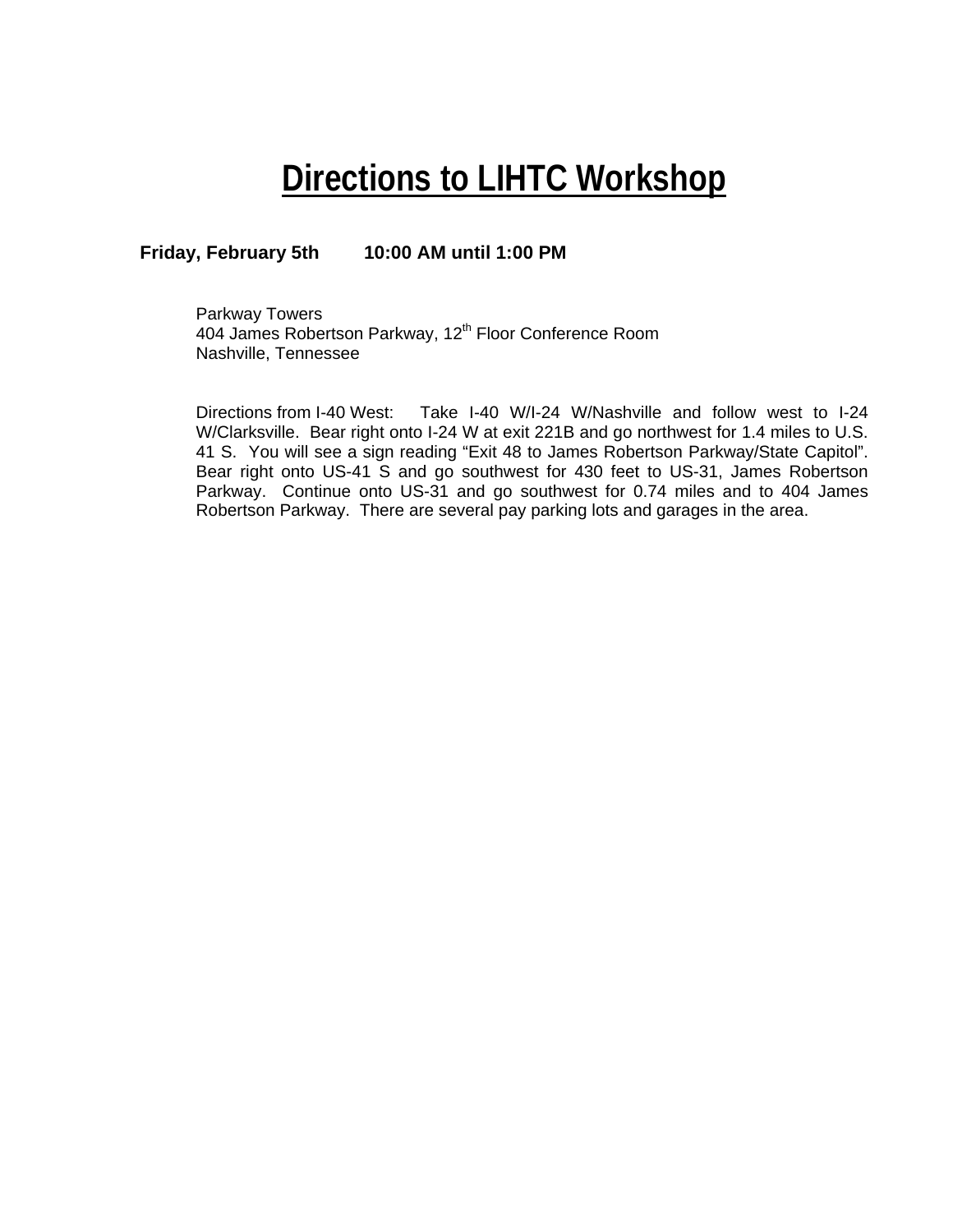# Directions to LIHTC Workshop

**Friday, February 5th        10:00 AM until 1:00 PM**

Parkway Towers
404 James Robertson Parkway, 12th Floor Conference Room
Nashville, Tennessee

Directions from I-40 West: Take I-40 W/I-24 W/Nashville and follow west to I-24 W/Clarksville. Bear right onto I-24 W at exit 221B and go northwest for 1.4 miles to U.S. 41 S. You will see a sign reading "Exit 48 to James Robertson Parkway/State Capitol". Bear right onto US-41 S and go southwest for 430 feet to US-31, James Robertson Parkway. Continue onto US-31 and go southwest for 0.74 miles and to 404 James Robertson Parkway. There are several pay parking lots and garages in the area.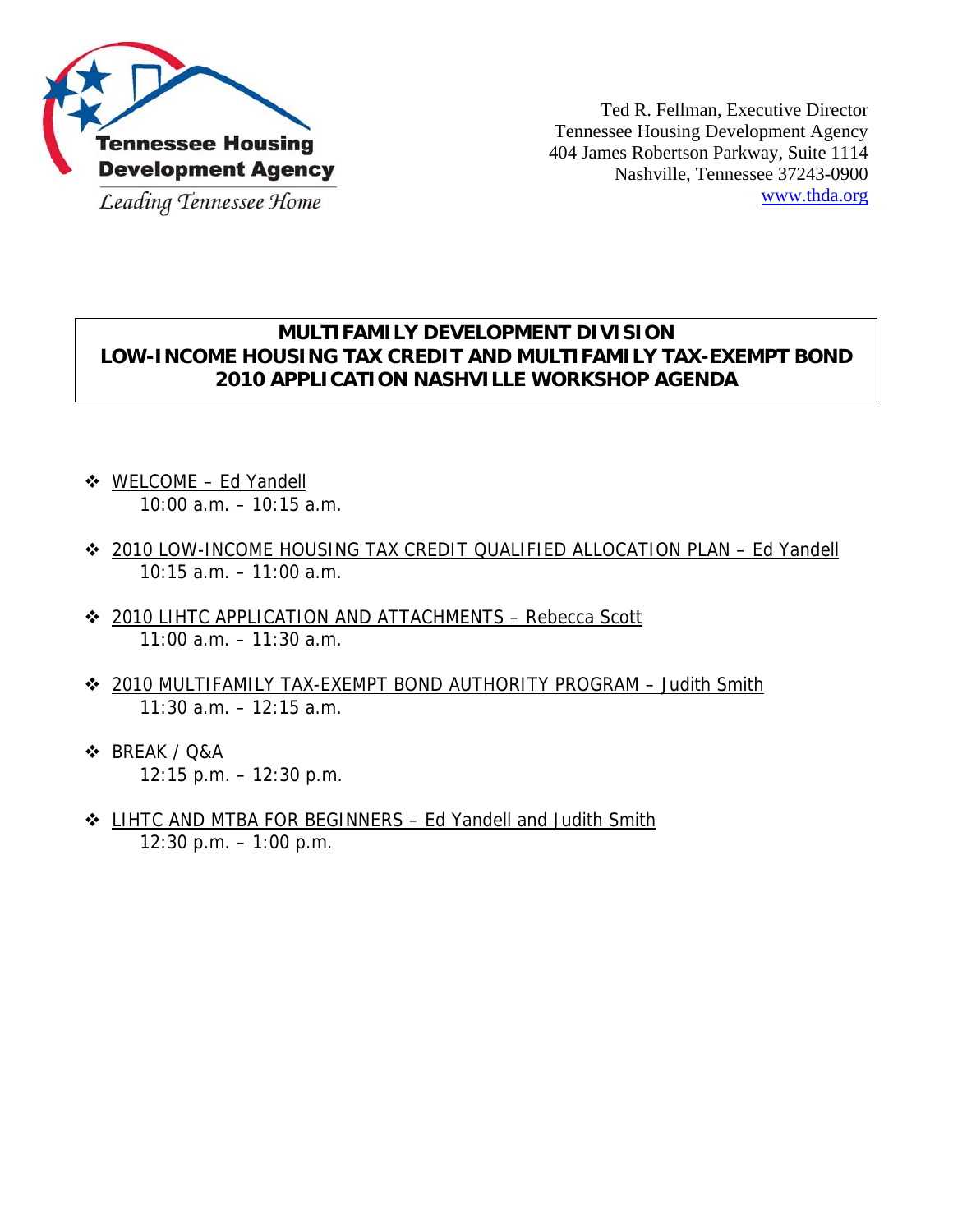Tennessee Housing Development Agency

*Leading Tennessee Home*

Ted R. Fellman, Executive Director
Tennessee Housing Development Agency
404 James Robertson Parkway, Suite 1114
Nashville, Tennessee 37243-0900
www.thda.org

# MULTIFAMILY DEVELOPMENT DIVISION
# LOW-INCOME HOUSING TAX CREDIT AND MULTIFAMILY TAX-EXEMPT BOND
# 2010 APPLICATION NASHVILLE WORKSHOP AGENDA

- WELCOME – Ed Yandell
  10:00 a.m. – 10:15 a.m.

- 2010 LOW-INCOME HOUSING TAX CREDIT QUALIFIED ALLOCATION PLAN – Ed Yandell
  10:15 a.m. – 11:00 a.m.

- 2010 LIHTC APPLICATION AND ATTACHMENTS – Rebecca Scott
  11:00 a.m. – 11:30 a.m.

- 2010 MULTIFAMILY TAX-EXEMPT BOND AUTHORITY PROGRAM – Judith Smith
  11:30 a.m. – 12:15 a.m.

- BREAK / Q&A
  12:15 p.m. – 12:30 p.m.

- LIHTC AND MTBA FOR BEGINNERS – Ed Yandell and Judith Smith
  12:30 p.m. – 1:00 p.m.